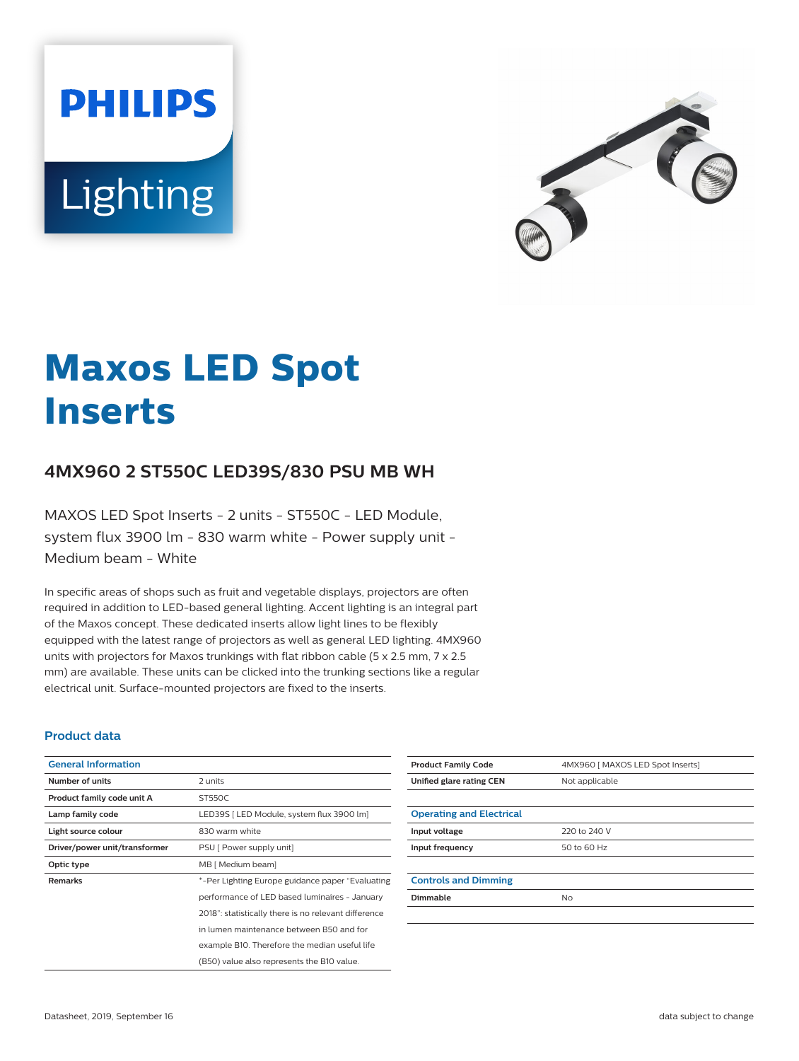# Maxos LED Spot Inserts

## 4MX960 2 ST550C LED39S/830 PSU MB WH

MAXOS LED Spot Inserts - 2 units - ST550C - LED Module, system flux 3900 lm - 830 warm white - Power supply unit - Medium beam - White

In specific areas of shops such as fruit and vegetable displays, projectors are often required in addition to LED-based general lighting. Accent lighting is an integral part of the Maxos concept. These dedicated inserts allow light lines to be flexibly equipped with the latest range of projectors as well as general LED lighting. 4MX960 units with projectors for Maxos trunkings with flat ribbon cable (5 x 2.5 mm, 7 x 2.5 mm) are available. These units can be clicked into the trunking sections like a regular electrical unit. Surface-mounted projectors are fixed to the inserts.

### Product data

| General Information | |
|---|---|
| Number of units | 2 units |
| Product family code unit A | ST550C |
| Lamp family code | LED39S [ LED Module, system flux 3900 lm] |
| Light source colour | 830 warm white |
| Driver/power unit/transformer | PSU [ Power supply unit] |
| Optic type | MB [ Medium beam] |
| Remarks | *-Per Lighting Europe guidance paper "Evaluating performance of LED based luminaires - January 2018": statistically there is no relevant difference in lumen maintenance between B50 and for example B10. Therefore the median useful life (B50) value also represents the B10 value. |
| Product Family Code | 4MX960 [ MAXOS LED Spot Inserts] |
| Unified glare rating CEN | Not applicable |

| Operating and Electrical | |
|---|---|
| Input voltage | 220 to 240 V |
| Input frequency | 50 to 60 Hz |

| Controls and Dimming | |
|---|---|
| Dimmable | No |

Datasheet, 2019, September 16

data subject to change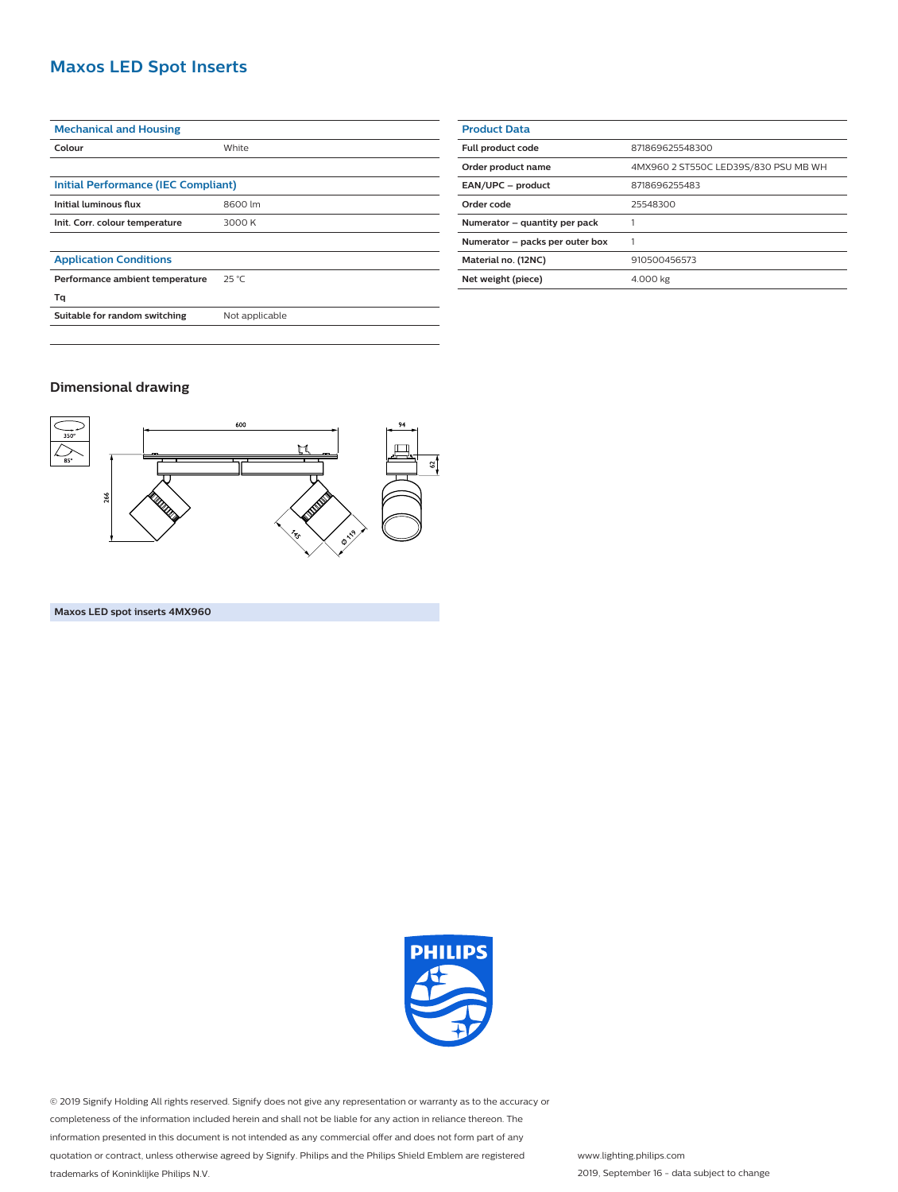# Maxos LED Spot Inserts

| Mechanical and Housing | |
|---|---|
| Colour | White |

| Initial Performance (IEC Compliant) | |
|---|---|
| Initial luminous flux | 8600 lm |
| Init. Corr. colour temperature | 3000 K |

| Application Conditions | |
|---|---|
| Performance ambient temperature Tq | 25 °C |
| Suitable for random switching | Not applicable |

| Product Data | |
|---|---|
| Full product code | 871869625548300 |
| Order product name | 4MX960 2 ST550C LED39S/830 PSU MB WH |
| EAN/UPC – product | 8718696255483 |
| Order code | 25548300 |
| Numerator – quantity per pack | 1 |
| Numerator – packs per outer box | 1 |
| Material no. (12NC) | 910500456573 |
| Net weight (piece) | 4.000 kg |

## Dimensional drawing

350°

85°

600

94

62

266

145

Ø 119

**Maxos LED spot inserts 4MX960**

© 2019 Signify Holding All rights reserved. Signify does not give any representation or warranty as to the accuracy or completeness of the information included herein and shall not be liable for any action in reliance thereon. The information presented in this document is not intended as any commercial offer and does not form part of any quotation or contract, unless otherwise agreed by Signify. Philips and the Philips Shield Emblem are registered trademarks of Koninklijke Philips N.V.

www.lighting.philips.com

2019, September 16 - data subject to change